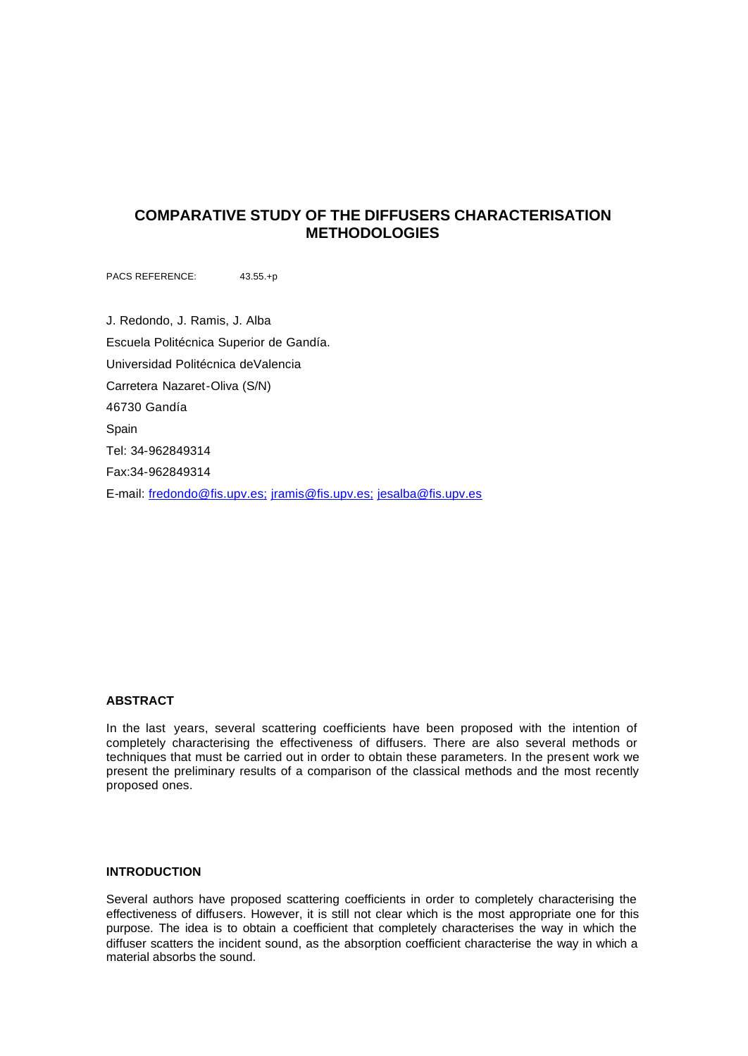# COMPARATIVE STUDY OF THE DIFFUSERS CHARACTERISATION METHODOLOGIES

PACS REFERENCE: 43.55.+p

J. Redondo, J. Ramis, J. Alba

Escuela Politécnica Superior de Gandía.

Universidad Politécnica deValencia

Carretera Nazaret-Oliva (S/N)

46730 Gandía

Spain

Tel: 34-962849314

Fax:34-962849314

E-mail: fredondo@fis.upv.es; jramis@fis.upv.es; jesalba@fis.upv.es

## ABSTRACT

In the last years, several scattering coefficients have been proposed with the intention of completely characterising the effectiveness of diffusers. There are also several methods or techniques that must be carried out in order to obtain these parameters. In the present work we present the preliminary results of a comparison of the classical methods and the most recently proposed ones.

## INTRODUCTION

Several authors have proposed scattering coefficients in order to completely characterising the effectiveness of diffusers. However, it is still not clear which is the most appropriate one for this purpose. The idea is to obtain a coefficient that completely characterises the way in which the diffuser scatters the incident sound, as the absorption coefficient characterise the way in which a material absorbs the sound.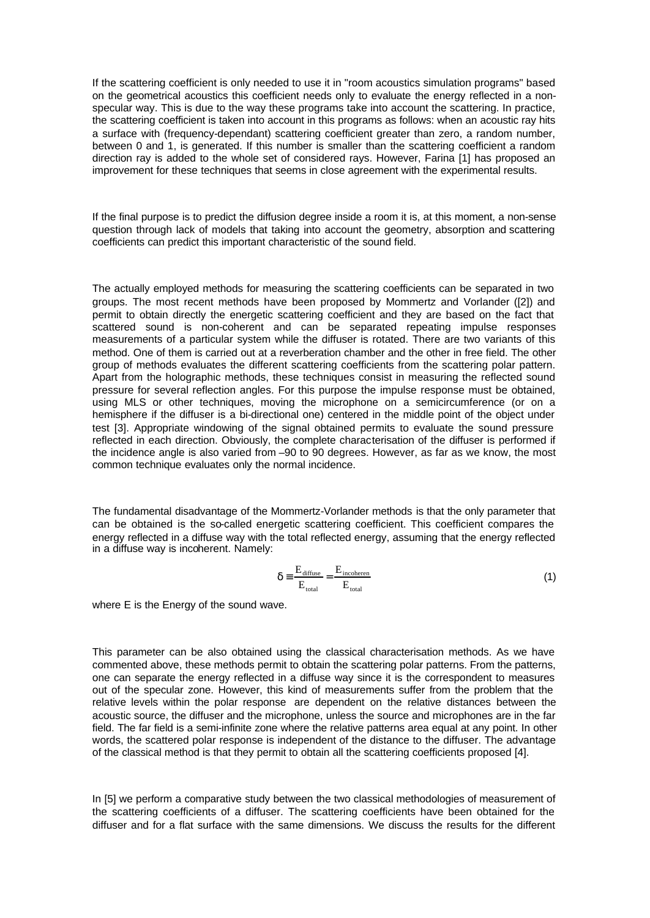If the scattering coefficient is only needed to use it in "room acoustics simulation programs" based on the geometrical acoustics this coefficient needs only to evaluate the energy reflected in a non-specular way. This is due to the way these programs take into account the scattering. In practice, the scattering coefficient is taken into account in this programs as follows: when an acoustic ray hits a surface with (frequency-dependant) scattering coefficient greater than zero, a random number, between 0 and 1, is generated. If this number is smaller than the scattering coefficient a random direction ray is added to the whole set of considered rays. However, Farina [1] has proposed an improvement for these techniques that seems in close agreement with the experimental results.

If the final purpose is to predict the diffusion degree inside a room it is, at this moment, a non-sense question through lack of models that taking into account the geometry, absorption and scattering coefficients can predict this important characteristic of the sound field.

The actually employed methods for measuring the scattering coefficients can be separated in two groups. The most recent methods have been proposed by Mommertz and Vorlander ([2]) and permit to obtain directly the energetic scattering coefficient and they are based on the fact that scattered sound is non-coherent and can be separated repeating impulse responses measurements of a particular system while the diffuser is rotated. There are two variants of this method. One of them is carried out at a reverberation chamber and the other in free field. The other group of methods evaluates the different scattering coefficients from the scattering polar pattern. Apart from the holographic methods, these techniques consist in measuring the reflected sound pressure for several reflection angles. For this purpose the impulse response must be obtained, using MLS or other techniques, moving the microphone on a semicircumference (or on a hemisphere if the diffuser is a bi-directional one) centered in the middle point of the object under test [3]. Appropriate windowing of the signal obtained permits to evaluate the sound pressure reflected in each direction. Obviously, the complete characterisation of the diffuser is performed if the incidence angle is also varied from –90 to 90 degrees. However, as far as we know, the most common technique evaluates only the normal incidence.

The fundamental disadvantage of the Mommertz-Vorlander methods is that the only parameter that can be obtained is the so-called energetic scattering coefficient. This coefficient compares the energy reflected in a diffuse way with the total reflected energy, assuming that the energy reflected in a diffuse way is incoherent. Namely:

$$\delta \equiv \frac{E_{\text{diffuse}}}{E_{\text{total}}} = \frac{E_{\text{incoheren}}}{E_{\text{total}}} \tag{1}$$

where E is the Energy of the sound wave.

This parameter can be also obtained using the classical characterisation methods. As we have commented above, these methods permit to obtain the scattering polar patterns. From the patterns, one can separate the energy reflected in a diffuse way since it is the correspondent to measures out of the specular zone. However, this kind of measurements suffer from the problem that the relative levels within the polar response are dependent on the relative distances between the acoustic source, the diffuser and the microphone, unless the source and microphones are in the far field. The far field is a semi-infinite zone where the relative patterns area equal at any point. In other words, the scattered polar response is independent of the distance to the diffuser. The advantage of the classical method is that they permit to obtain all the scattering coefficients proposed [4].

In [5] we perform a comparative study between the two classical methodologies of measurement of the scattering coefficients of a diffuser. The scattering coefficients have been obtained for the diffuser and for a flat surface with the same dimensions. We discuss the results for the different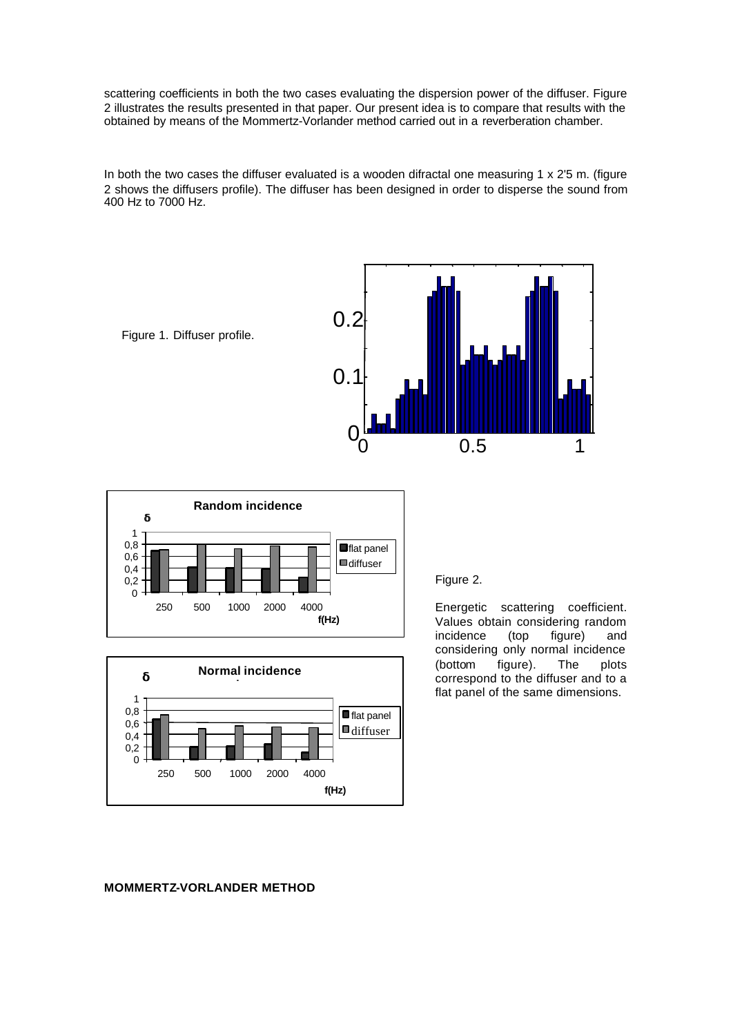scattering coefficients in both the two cases evaluating the dispersion power of the diffuser. Figure 2 illustrates the results presented in that paper. Our present idea is to compare that results with the obtained by means of the Mommertz-Vorlander method carried out in a reverberation chamber.

In both the two cases the diffuser evaluated is a wooden difractal one measuring 1 x 2'5 m. (figure 2 shows the diffusers profile). The diffuser has been designed in order to disperse the sound from 400 Hz to 7000 Hz.

Figure 1. Diffuser profile.

Figure 2.

Energetic scattering coefficient. Values obtain considering random incidence (top figure) and considering only normal incidence (bottom figure). The plots correspond to the diffuser and to a flat panel of the same dimensions.

**MOMMERTZ-VORLANDER METHOD**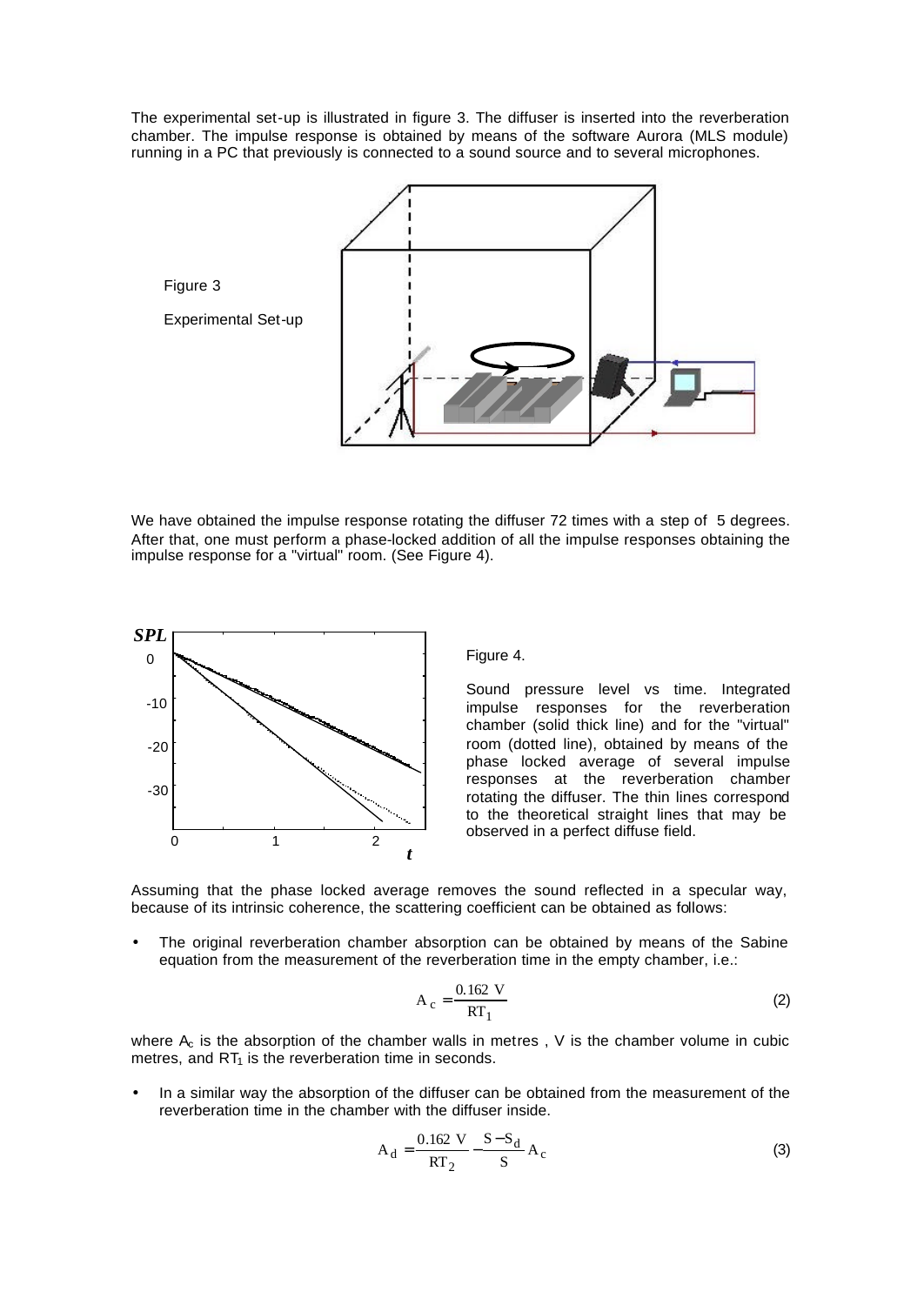The experimental set-up is illustrated in figure 3. The diffuser is inserted into the reverberation chamber. The impulse response is obtained by means of the software Aurora (MLS module) running in a PC that previously is connected to a sound source and to several microphones.

Figure 3

Experimental Set-up

We have obtained the impulse response rotating the diffuser 72 times with a step of 5 degrees. After that, one must perform a phase-locked addition of all the impulse responses obtaining the impulse response for a "virtual" room. (See Figure 4).

Figure 4.

Sound pressure level vs time. Integrated impulse responses for the reverberation chamber (solid thick line) and for the "virtual" room (dotted line), obtained by means of the phase locked average of several impulse responses at the reverberation chamber rotating the diffuser. The thin lines correspond to the theoretical straight lines that may be observed in a perfect diffuse field.

Assuming that the phase locked average removes the sound reflected in a specular way, because of its intrinsic coherence, the scattering coefficient can be obtained as follows:

- The original reverberation chamber absorption can be obtained by means of the Sabine equation from the measurement of the reverberation time in the empty chamber, i.e.:

$$A_c = \frac{0.162\ V}{RT_1} \tag{2}$$

where $A_c$ is the absorption of the chamber walls in metres , V is the chamber volume in cubic metres, and $RT_1$ is the reverberation time in seconds.

- In a similar way the absorption of the diffuser can be obtained from the measurement of the reverberation time in the chamber with the diffuser inside.

$$A_d = \frac{0.162\ V}{RT_2} - \frac{S - S_d}{S} A_c \tag{3}$$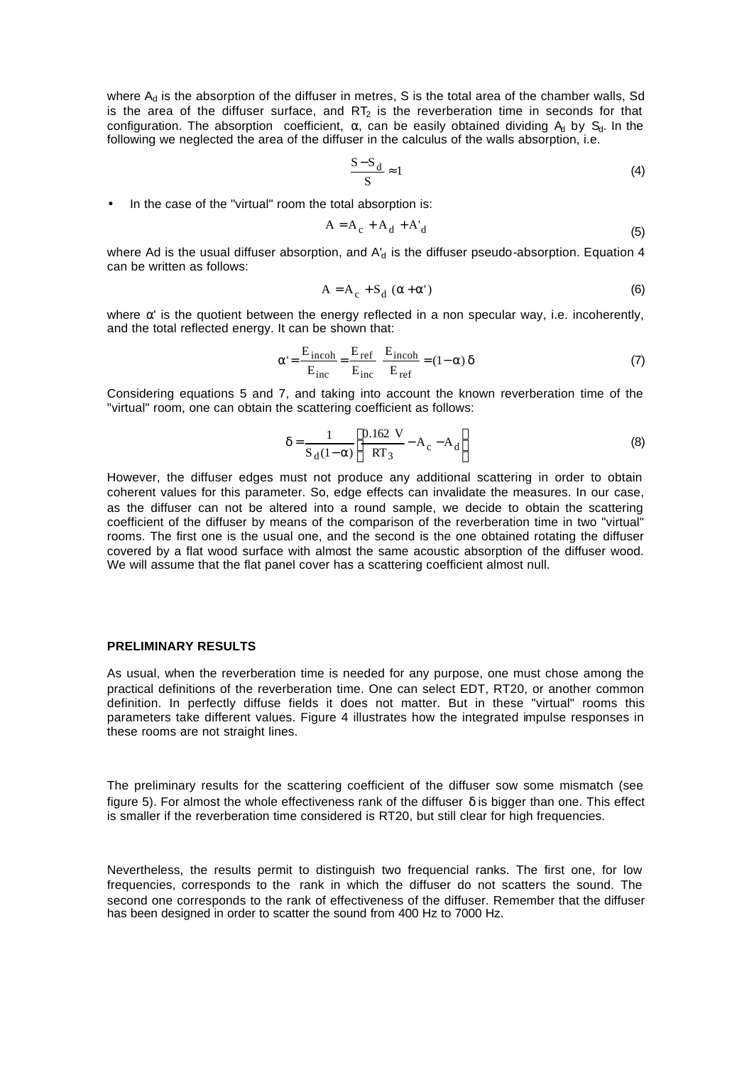where $A_d$ is the absorption of the diffuser in metres, S is the total area of the chamber walls, Sd is the area of the diffuser surface, and $RT_2$ is the reverberation time in seconds for that configuration. The absorption coefficient, $\alpha$, can be easily obtained dividing $A_d$ by $S_d$. In the following we neglected the area of the diffuser in the calculus of the walls absorption, i.e.

$$\frac{S - S_d}{S} \approx 1 \tag{4}$$

- In the case of the "virtual" room the total absorption is:

$$A = A_c + A_d + A'_d \tag{5}$$

where Ad is the usual diffuser absorption, and $A'_d$ is the diffuser pseudo-absorption. Equation 4 can be written as follows:

$$A = A_c + S_d\,(\alpha + \alpha') \tag{6}$$

where $\alpha'$ is the quotient between the energy reflected in a non specular way, i.e. incoherently, and the total reflected energy. It can be shown that:

$$\alpha' = \frac{E_{incoh}}{E_{inc}} = \frac{E_{ref}}{E_{inc}}\,\frac{E_{incoh}}{E_{ref}} = (1 - \alpha)\,\delta \tag{7}$$

Considering equations 5 and 7, and taking into account the known reverberation time of the "virtual" room, one can obtain the scattering coefficient as follows:

$$\delta = \frac{1}{S_d(1-\alpha)}\left(\frac{0.162\ V}{RT_3} - A_c - A_d\right) \tag{8}$$

However, the diffuser edges must not produce any additional scattering in order to obtain coherent values for this parameter. So, edge effects can invalidate the measures. In our case, as the diffuser can not be altered into a round sample, we decide to obtain the scattering coefficient of the diffuser by means of the comparison of the reverberation time in two "virtual" rooms. The first one is the usual one, and the second is the one obtained rotating the diffuser covered by a flat wood surface with almost the same acoustic absorption of the diffuser wood. We will assume that the flat panel cover has a scattering coefficient almost null.

## PRELIMINARY RESULTS

As usual, when the reverberation time is needed for any purpose, one must chose among the practical definitions of the reverberation time. One can select EDT, RT20, or another common definition. In perfectly diffuse fields it does not matter. But in these "virtual" rooms this parameters take different values. Figure 4 illustrates how the integrated impulse responses in these rooms are not straight lines.

The preliminary results for the scattering coefficient of the diffuser sow some mismatch (see figure 5). For almost the whole effectiveness rank of the diffuser $\delta$ is bigger than one. This effect is smaller if the reverberation time considered is RT20, but still clear for high frequencies.

Nevertheless, the results permit to distinguish two frequencial ranks. The first one, for low frequencies, corresponds to the rank in which the diffuser do not scatters the sound. The second one corresponds to the rank of effectiveness of the diffuser. Remember that the diffuser has been designed in order to scatter the sound from 400 Hz to 7000 Hz.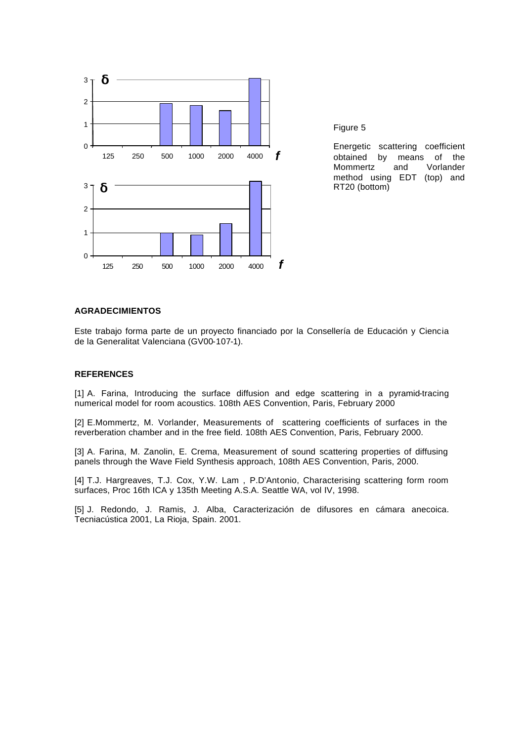3
δ
2
1
0
125 250 500 1000 2000 4000 *f*

3
δ
2
1
0
125 250 500 1000 2000 4000 *f*

Figure 5

Energetic scattering coefficient obtained by means of the Mommertz and Vorlander method using EDT (top) and RT20 (bottom)

**AGRADECIMIENTOS**

Este trabajo forma parte de un proyecto financiado por la Consellería de Educación y Ciencia de la Generalitat Valenciana (GV00-107-1).

**REFERENCES**

[1] A. Farina, Introducing the surface diffusion and edge scattering in a pyramid-tracing numerical model for room acoustics. 108th AES Convention, Paris, February 2000

[2] E.Mommertz, M. Vorlander, Measurements of scattering coefficients of surfaces in the reverberation chamber and in the free field. 108th AES Convention, Paris, February 2000.

[3] A. Farina, M. Zanolin, E. Crema, Measurement of sound scattering properties of diffusing panels through the Wave Field Synthesis approach, 108th AES Convention, Paris, 2000.

[4] T.J. Hargreaves, T.J. Cox, Y.W. Lam , P.D'Antonio, Characterising scattering form room surfaces, Proc 16th ICA y 135th Meeting A.S.A. Seattle WA, vol IV, 1998.

[5] J. Redondo, J. Ramis, J. Alba, Caracterización de difusores en cámara anecoica. Tecniacústica 2001, La Rioja, Spain. 2001.